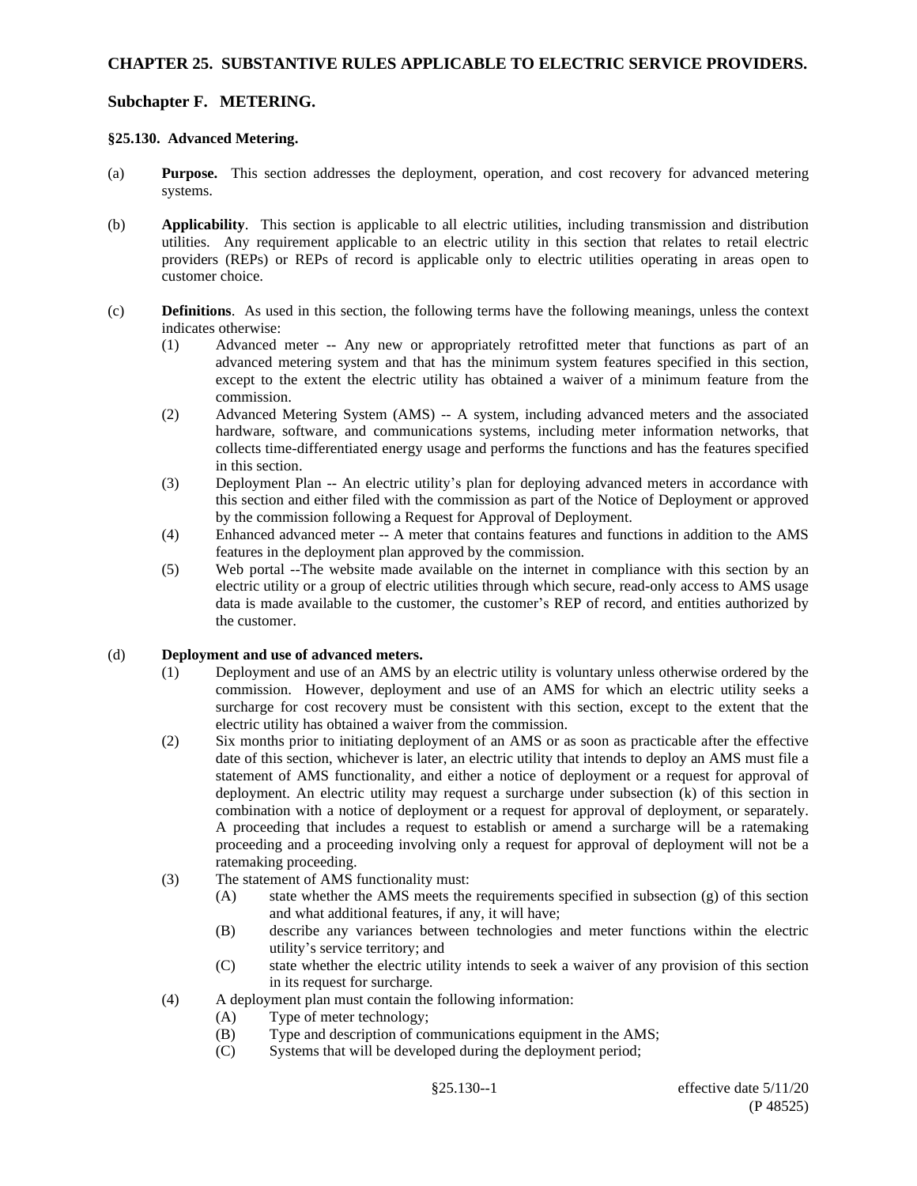# CHAPTER 25. SUBSTANTIVE RULES APPLICABLE TO ELECTRIC SERVICE PROVIDERS.

## Subchapter F. METERING.

### §25.130. Advanced Metering.

(a) **Purpose.** This section addresses the deployment, operation, and cost recovery for advanced metering systems.

(b) **Applicability**. This section is applicable to all electric utilities, including transmission and distribution utilities. Any requirement applicable to an electric utility in this section that relates to retail electric providers (REPs) or REPs of record is applicable only to electric utilities operating in areas open to customer choice.

(c) **Definitions**. As used in this section, the following terms have the following meanings, unless the context indicates otherwise:

- (1) Advanced meter -- Any new or appropriately retrofitted meter that functions as part of an advanced metering system and that has the minimum system features specified in this section, except to the extent the electric utility has obtained a waiver of a minimum feature from the commission.
- (2) Advanced Metering System (AMS) -- A system, including advanced meters and the associated hardware, software, and communications systems, including meter information networks, that collects time-differentiated energy usage and performs the functions and has the features specified in this section.
- (3) Deployment Plan -- An electric utility's plan for deploying advanced meters in accordance with this section and either filed with the commission as part of the Notice of Deployment or approved by the commission following a Request for Approval of Deployment.
- (4) Enhanced advanced meter -- A meter that contains features and functions in addition to the AMS features in the deployment plan approved by the commission.
- (5) Web portal --The website made available on the internet in compliance with this section by an electric utility or a group of electric utilities through which secure, read-only access to AMS usage data is made available to the customer, the customer's REP of record, and entities authorized by the customer.

(d) **Deployment and use of advanced meters.**

- (1) Deployment and use of an AMS by an electric utility is voluntary unless otherwise ordered by the commission. However, deployment and use of an AMS for which an electric utility seeks a surcharge for cost recovery must be consistent with this section, except to the extent that the electric utility has obtained a waiver from the commission.
- (2) Six months prior to initiating deployment of an AMS or as soon as practicable after the effective date of this section, whichever is later, an electric utility that intends to deploy an AMS must file a statement of AMS functionality, and either a notice of deployment or a request for approval of deployment. An electric utility may request a surcharge under subsection (k) of this section in combination with a notice of deployment or a request for approval of deployment, or separately. A proceeding that includes a request to establish or amend a surcharge will be a ratemaking proceeding and a proceeding involving only a request for approval of deployment will not be a ratemaking proceeding.
- (3) The statement of AMS functionality must:
  - (A) state whether the AMS meets the requirements specified in subsection (g) of this section and what additional features, if any, it will have;
  - (B) describe any variances between technologies and meter functions within the electric utility's service territory; and
  - (C) state whether the electric utility intends to seek a waiver of any provision of this section in its request for surcharge.
- (4) A deployment plan must contain the following information:
  - (A) Type of meter technology;
  - (B) Type and description of communications equipment in the AMS;
  - (C) Systems that will be developed during the deployment period;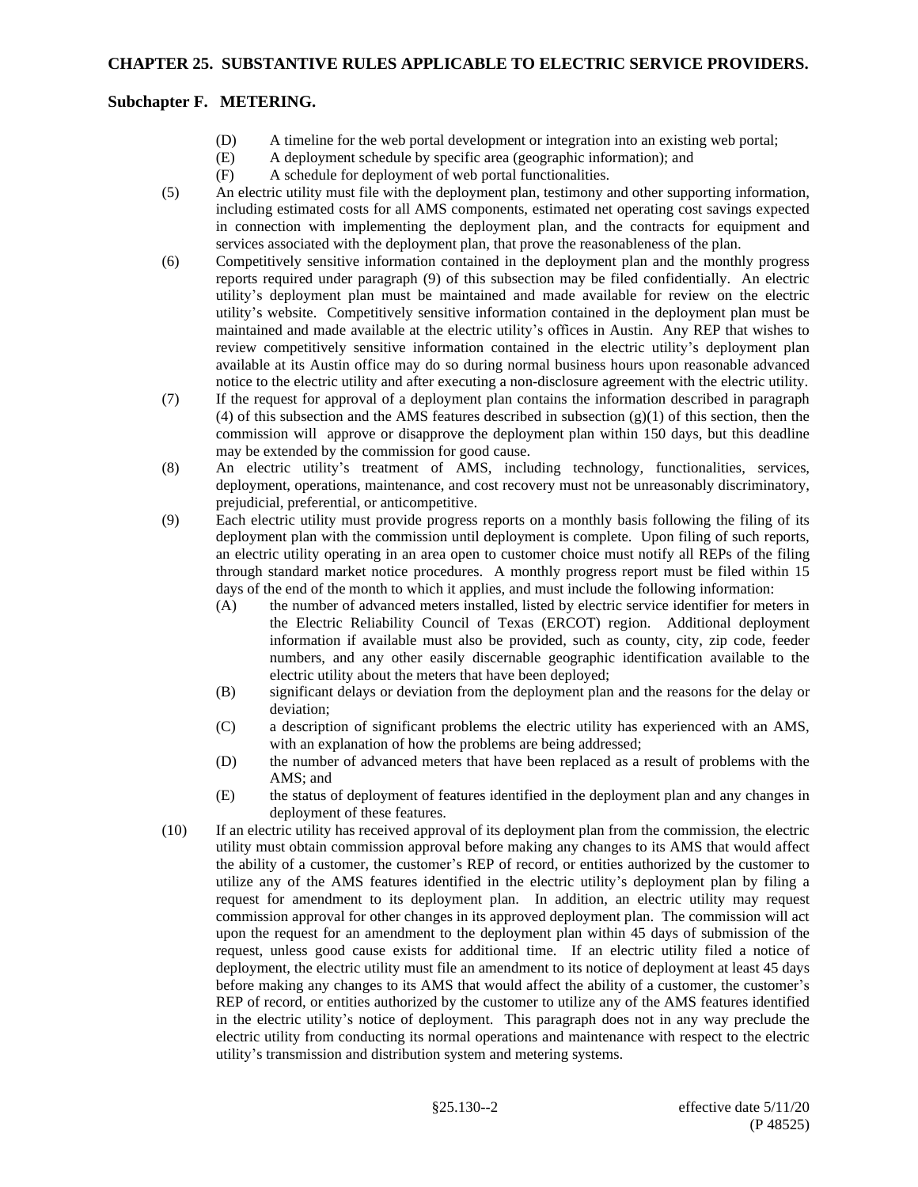(D) A timeline for the web portal development or integration into an existing web portal;

(E) A deployment schedule by specific area (geographic information); and

(F) A schedule for deployment of web portal functionalities.

(5) An electric utility must file with the deployment plan, testimony and other supporting information, including estimated costs for all AMS components, estimated net operating cost savings expected in connection with implementing the deployment plan, and the contracts for equipment and services associated with the deployment plan, that prove the reasonableness of the plan.

(6) Competitively sensitive information contained in the deployment plan and the monthly progress reports required under paragraph (9) of this subsection may be filed confidentially. An electric utility's deployment plan must be maintained and made available for review on the electric utility's website. Competitively sensitive information contained in the deployment plan must be maintained and made available at the electric utility's offices in Austin. Any REP that wishes to review competitively sensitive information contained in the electric utility's deployment plan available at its Austin office may do so during normal business hours upon reasonable advanced notice to the electric utility and after executing a non-disclosure agreement with the electric utility.

(7) If the request for approval of a deployment plan contains the information described in paragraph (4) of this subsection and the AMS features described in subsection (g)(1) of this section, then the commission will approve or disapprove the deployment plan within 150 days, but this deadline may be extended by the commission for good cause.

(8) An electric utility's treatment of AMS, including technology, functionalities, services, deployment, operations, maintenance, and cost recovery must not be unreasonably discriminatory, prejudicial, preferential, or anticompetitive.

(9) Each electric utility must provide progress reports on a monthly basis following the filing of its deployment plan with the commission until deployment is complete. Upon filing of such reports, an electric utility operating in an area open to customer choice must notify all REPs of the filing through standard market notice procedures. A monthly progress report must be filed within 15 days of the end of the month to which it applies, and must include the following information:

(A) the number of advanced meters installed, listed by electric service identifier for meters in the Electric Reliability Council of Texas (ERCOT) region. Additional deployment information if available must also be provided, such as county, city, zip code, feeder numbers, and any other easily discernable geographic identification available to the electric utility about the meters that have been deployed;

(B) significant delays or deviation from the deployment plan and the reasons for the delay or deviation;

(C) a description of significant problems the electric utility has experienced with an AMS, with an explanation of how the problems are being addressed;

(D) the number of advanced meters that have been replaced as a result of problems with the AMS; and

(E) the status of deployment of features identified in the deployment plan and any changes in deployment of these features.

(10) If an electric utility has received approval of its deployment plan from the commission, the electric utility must obtain commission approval before making any changes to its AMS that would affect the ability of a customer, the customer's REP of record, or entities authorized by the customer to utilize any of the AMS features identified in the electric utility's deployment plan by filing a request for amendment to its deployment plan. In addition, an electric utility may request commission approval for other changes in its approved deployment plan. The commission will act upon the request for an amendment to the deployment plan within 45 days of submission of the request, unless good cause exists for additional time. If an electric utility filed a notice of deployment, the electric utility must file an amendment to its notice of deployment at least 45 days before making any changes to its AMS that would affect the ability of a customer, the customer's REP of record, or entities authorized by the customer to utilize any of the AMS features identified in the electric utility's notice of deployment. This paragraph does not in any way preclude the electric utility from conducting its normal operations and maintenance with respect to the electric utility's transmission and distribution system and metering systems.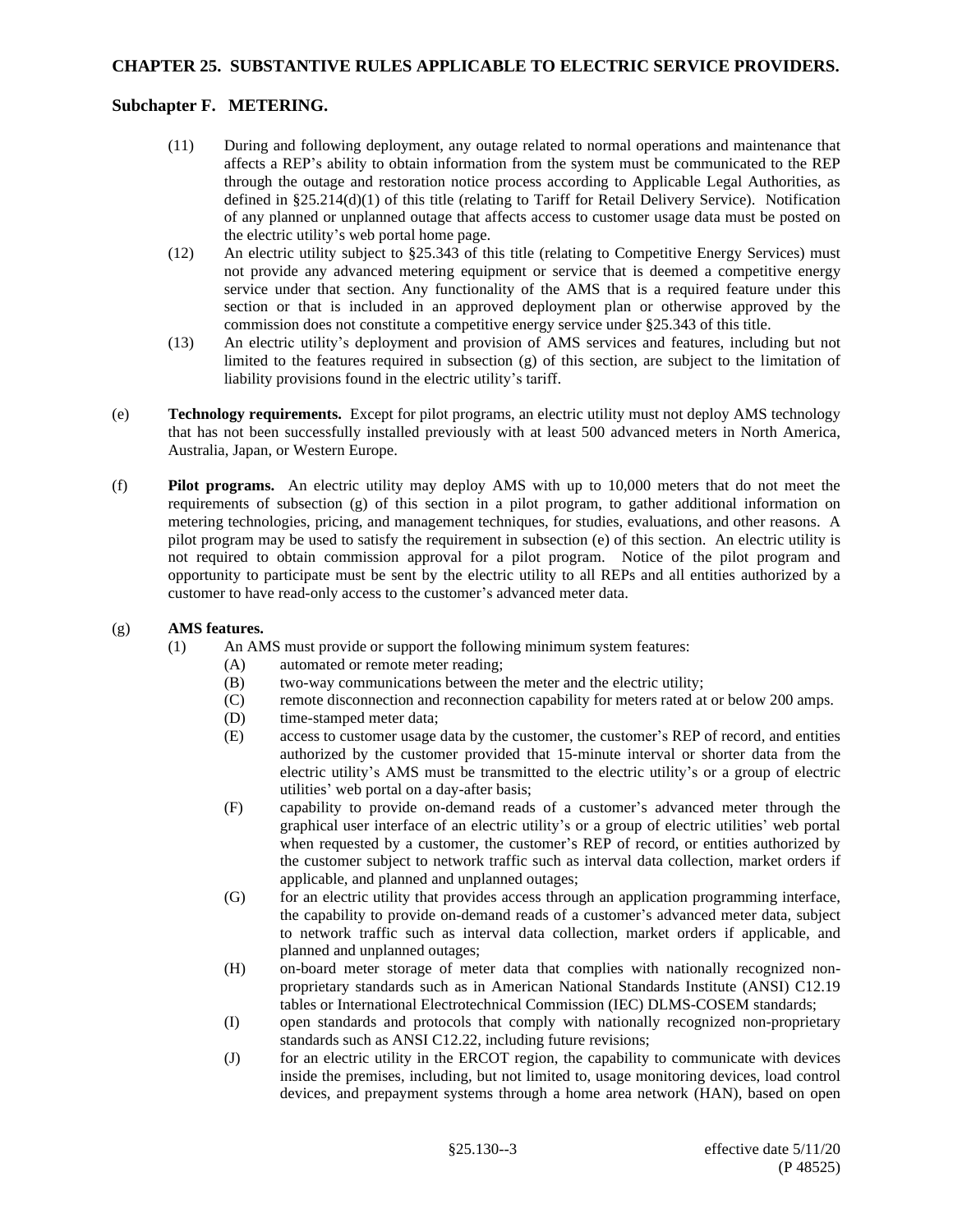(11) During and following deployment, any outage related to normal operations and maintenance that affects a REP's ability to obtain information from the system must be communicated to the REP through the outage and restoration notice process according to Applicable Legal Authorities, as defined in §25.214(d)(1) of this title (relating to Tariff for Retail Delivery Service). Notification of any planned or unplanned outage that affects access to customer usage data must be posted on the electric utility's web portal home page.

(12) An electric utility subject to §25.343 of this title (relating to Competitive Energy Services) must not provide any advanced metering equipment or service that is deemed a competitive energy service under that section. Any functionality of the AMS that is a required feature under this section or that is included in an approved deployment plan or otherwise approved by the commission does not constitute a competitive energy service under §25.343 of this title.

(13) An electric utility's deployment and provision of AMS services and features, including but not limited to the features required in subsection (g) of this section, are subject to the limitation of liability provisions found in the electric utility's tariff.

(e) **Technology requirements.** Except for pilot programs, an electric utility must not deploy AMS technology that has not been successfully installed previously with at least 500 advanced meters in North America, Australia, Japan, or Western Europe.

(f) **Pilot programs.** An electric utility may deploy AMS with up to 10,000 meters that do not meet the requirements of subsection (g) of this section in a pilot program, to gather additional information on metering technologies, pricing, and management techniques, for studies, evaluations, and other reasons. A pilot program may be used to satisfy the requirement in subsection (e) of this section. An electric utility is not required to obtain commission approval for a pilot program. Notice of the pilot program and opportunity to participate must be sent by the electric utility to all REPs and all entities authorized by a customer to have read-only access to the customer's advanced meter data.

(g) **AMS features.**

(1) An AMS must provide or support the following minimum system features:

(A) automated or remote meter reading;

(B) two-way communications between the meter and the electric utility;

(C) remote disconnection and reconnection capability for meters rated at or below 200 amps.

(D) time-stamped meter data;

(E) access to customer usage data by the customer, the customer's REP of record, and entities authorized by the customer provided that 15-minute interval or shorter data from the electric utility's AMS must be transmitted to the electric utility's or a group of electric utilities' web portal on a day-after basis;

(F) capability to provide on-demand reads of a customer's advanced meter through the graphical user interface of an electric utility's or a group of electric utilities' web portal when requested by a customer, the customer's REP of record, or entities authorized by the customer subject to network traffic such as interval data collection, market orders if applicable, and planned and unplanned outages;

(G) for an electric utility that provides access through an application programming interface, the capability to provide on-demand reads of a customer's advanced meter data, subject to network traffic such as interval data collection, market orders if applicable, and planned and unplanned outages;

(H) on-board meter storage of meter data that complies with nationally recognized non-proprietary standards such as in American National Standards Institute (ANSI) C12.19 tables or International Electrotechnical Commission (IEC) DLMS-COSEM standards;

(I) open standards and protocols that comply with nationally recognized non-proprietary standards such as ANSI C12.22, including future revisions;

(J) for an electric utility in the ERCOT region, the capability to communicate with devices inside the premises, including, but not limited to, usage monitoring devices, load control devices, and prepayment systems through a home area network (HAN), based on open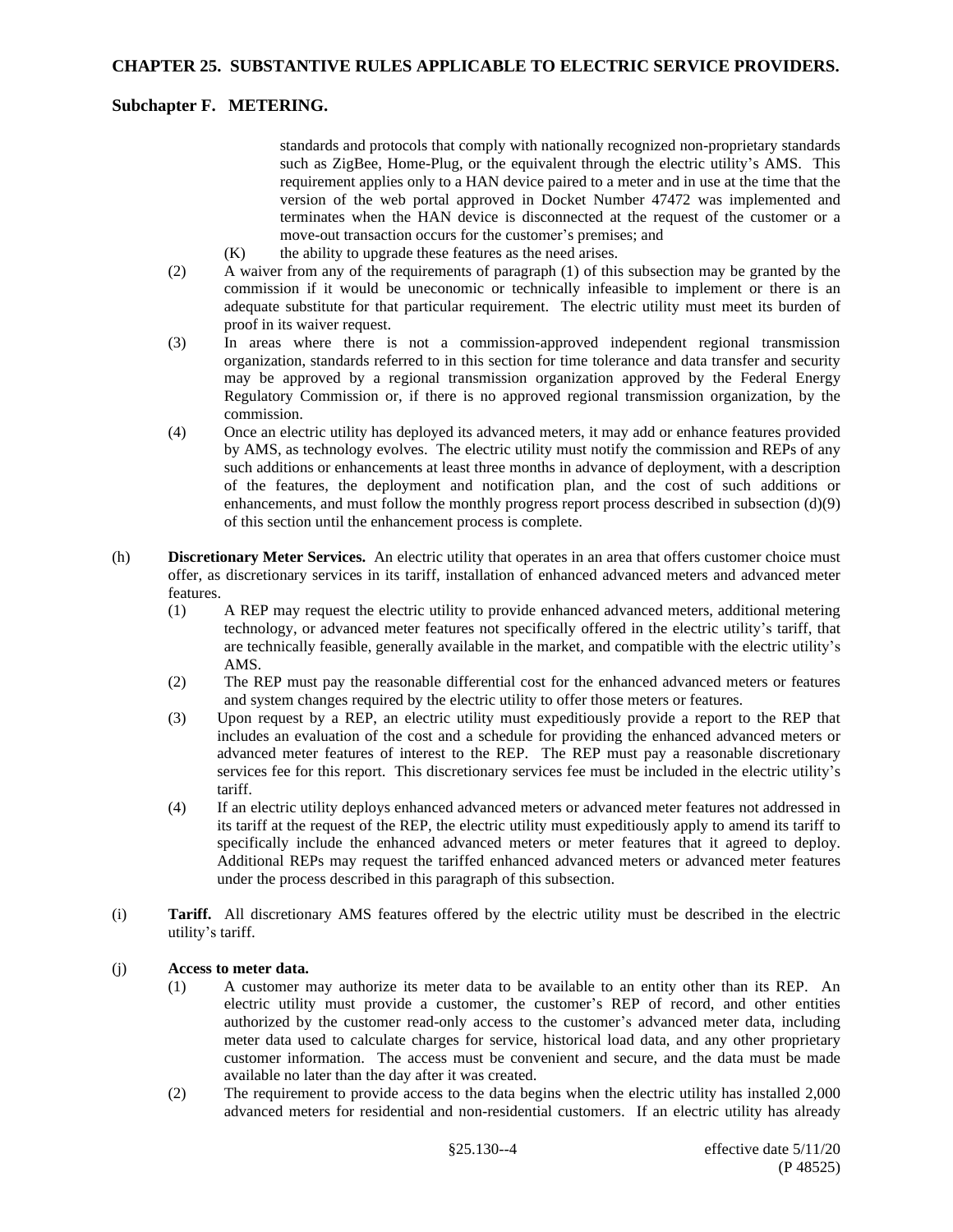standards and protocols that comply with nationally recognized non-proprietary standards such as ZigBee, Home-Plug, or the equivalent through the electric utility's AMS. This requirement applies only to a HAN device paired to a meter and in use at the time that the version of the web portal approved in Docket Number 47472 was implemented and terminates when the HAN device is disconnected at the request of the customer or a move-out transaction occurs for the customer's premises; and

(K) the ability to upgrade these features as the need arises.

(2) A waiver from any of the requirements of paragraph (1) of this subsection may be granted by the commission if it would be uneconomic or technically infeasible to implement or there is an adequate substitute for that particular requirement. The electric utility must meet its burden of proof in its waiver request.

(3) In areas where there is not a commission-approved independent regional transmission organization, standards referred to in this section for time tolerance and data transfer and security may be approved by a regional transmission organization approved by the Federal Energy Regulatory Commission or, if there is no approved regional transmission organization, by the commission.

(4) Once an electric utility has deployed its advanced meters, it may add or enhance features provided by AMS, as technology evolves. The electric utility must notify the commission and REPs of any such additions or enhancements at least three months in advance of deployment, with a description of the features, the deployment and notification plan, and the cost of such additions or enhancements, and must follow the monthly progress report process described in subsection (d)(9) of this section until the enhancement process is complete.

(h) **Discretionary Meter Services.** An electric utility that operates in an area that offers customer choice must offer, as discretionary services in its tariff, installation of enhanced advanced meters and advanced meter features.

(1) A REP may request the electric utility to provide enhanced advanced meters, additional metering technology, or advanced meter features not specifically offered in the electric utility's tariff, that are technically feasible, generally available in the market, and compatible with the electric utility's AMS.

(2) The REP must pay the reasonable differential cost for the enhanced advanced meters or features and system changes required by the electric utility to offer those meters or features.

(3) Upon request by a REP, an electric utility must expeditiously provide a report to the REP that includes an evaluation of the cost and a schedule for providing the enhanced advanced meters or advanced meter features of interest to the REP. The REP must pay a reasonable discretionary services fee for this report. This discretionary services fee must be included in the electric utility's tariff.

(4) If an electric utility deploys enhanced advanced meters or advanced meter features not addressed in its tariff at the request of the REP, the electric utility must expeditiously apply to amend its tariff to specifically include the enhanced advanced meters or meter features that it agreed to deploy. Additional REPs may request the tariffed enhanced advanced meters or advanced meter features under the process described in this paragraph of this subsection.

(i) **Tariff.** All discretionary AMS features offered by the electric utility must be described in the electric utility's tariff.

(j) **Access to meter data.**

(1) A customer may authorize its meter data to be available to an entity other than its REP. An electric utility must provide a customer, the customer's REP of record, and other entities authorized by the customer read-only access to the customer's advanced meter data, including meter data used to calculate charges for service, historical load data, and any other proprietary customer information. The access must be convenient and secure, and the data must be made available no later than the day after it was created.

(2) The requirement to provide access to the data begins when the electric utility has installed 2,000 advanced meters for residential and non-residential customers. If an electric utility has already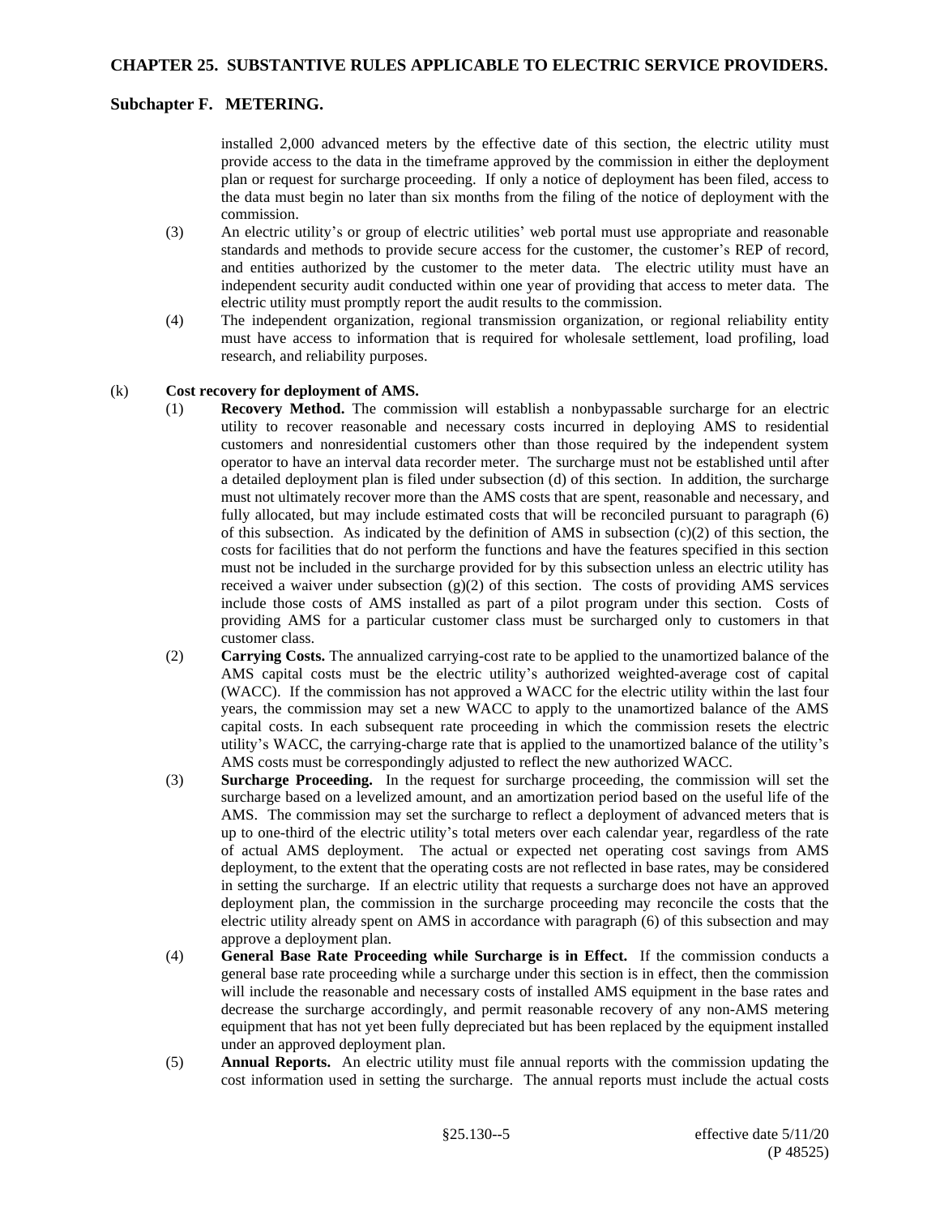installed 2,000 advanced meters by the effective date of this section, the electric utility must provide access to the data in the timeframe approved by the commission in either the deployment plan or request for surcharge proceeding. If only a notice of deployment has been filed, access to the data must begin no later than six months from the filing of the notice of deployment with the commission.

(3) An electric utility's or group of electric utilities' web portal must use appropriate and reasonable standards and methods to provide secure access for the customer, the customer's REP of record, and entities authorized by the customer to the meter data. The electric utility must have an independent security audit conducted within one year of providing that access to meter data. The electric utility must promptly report the audit results to the commission.

(4) The independent organization, regional transmission organization, or regional reliability entity must have access to information that is required for wholesale settlement, load profiling, load research, and reliability purposes.

(k) **Cost recovery for deployment of AMS.**

(1) **Recovery Method.** The commission will establish a nonbypassable surcharge for an electric utility to recover reasonable and necessary costs incurred in deploying AMS to residential customers and nonresidential customers other than those required by the independent system operator to have an interval data recorder meter. The surcharge must not be established until after a detailed deployment plan is filed under subsection (d) of this section. In addition, the surcharge must not ultimately recover more than the AMS costs that are spent, reasonable and necessary, and fully allocated, but may include estimated costs that will be reconciled pursuant to paragraph (6) of this subsection. As indicated by the definition of AMS in subsection (c)(2) of this section, the costs for facilities that do not perform the functions and have the features specified in this section must not be included in the surcharge provided for by this subsection unless an electric utility has received a waiver under subsection (g)(2) of this section. The costs of providing AMS services include those costs of AMS installed as part of a pilot program under this section. Costs of providing AMS for a particular customer class must be surcharged only to customers in that customer class.

(2) **Carrying Costs.** The annualized carrying-cost rate to be applied to the unamortized balance of the AMS capital costs must be the electric utility's authorized weighted-average cost of capital (WACC). If the commission has not approved a WACC for the electric utility within the last four years, the commission may set a new WACC to apply to the unamortized balance of the AMS capital costs. In each subsequent rate proceeding in which the commission resets the electric utility's WACC, the carrying-charge rate that is applied to the unamortized balance of the utility's AMS costs must be correspondingly adjusted to reflect the new authorized WACC.

(3) **Surcharge Proceeding.** In the request for surcharge proceeding, the commission will set the surcharge based on a levelized amount, and an amortization period based on the useful life of the AMS. The commission may set the surcharge to reflect a deployment of advanced meters that is up to one-third of the electric utility's total meters over each calendar year, regardless of the rate of actual AMS deployment. The actual or expected net operating cost savings from AMS deployment, to the extent that the operating costs are not reflected in base rates, may be considered in setting the surcharge. If an electric utility that requests a surcharge does not have an approved deployment plan, the commission in the surcharge proceeding may reconcile the costs that the electric utility already spent on AMS in accordance with paragraph (6) of this subsection and may approve a deployment plan.

(4) **General Base Rate Proceeding while Surcharge is in Effect.** If the commission conducts a general base rate proceeding while a surcharge under this section is in effect, then the commission will include the reasonable and necessary costs of installed AMS equipment in the base rates and decrease the surcharge accordingly, and permit reasonable recovery of any non-AMS metering equipment that has not yet been fully depreciated but has been replaced by the equipment installed under an approved deployment plan.

(5) **Annual Reports.** An electric utility must file annual reports with the commission updating the cost information used in setting the surcharge. The annual reports must include the actual costs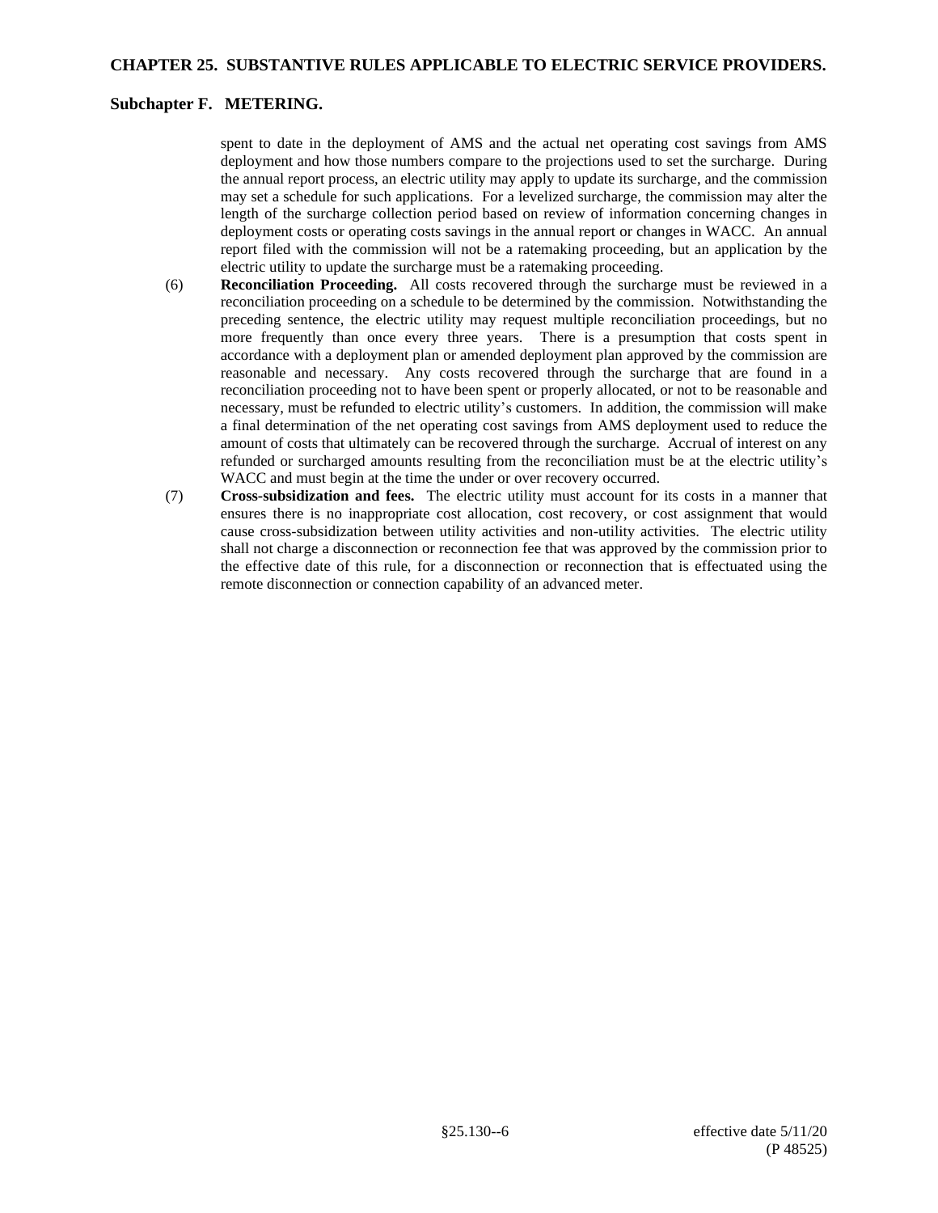spent to date in the deployment of AMS and the actual net operating cost savings from AMS deployment and how those numbers compare to the projections used to set the surcharge. During the annual report process, an electric utility may apply to update its surcharge, and the commission may set a schedule for such applications. For a levelized surcharge, the commission may alter the length of the surcharge collection period based on review of information concerning changes in deployment costs or operating costs savings in the annual report or changes in WACC. An annual report filed with the commission will not be a ratemaking proceeding, but an application by the electric utility to update the surcharge must be a ratemaking proceeding.

(6) **Reconciliation Proceeding.** All costs recovered through the surcharge must be reviewed in a reconciliation proceeding on a schedule to be determined by the commission. Notwithstanding the preceding sentence, the electric utility may request multiple reconciliation proceedings, but no more frequently than once every three years. There is a presumption that costs spent in accordance with a deployment plan or amended deployment plan approved by the commission are reasonable and necessary. Any costs recovered through the surcharge that are found in a reconciliation proceeding not to have been spent or properly allocated, or not to be reasonable and necessary, must be refunded to electric utility's customers. In addition, the commission will make a final determination of the net operating cost savings from AMS deployment used to reduce the amount of costs that ultimately can be recovered through the surcharge. Accrual of interest on any refunded or surcharged amounts resulting from the reconciliation must be at the electric utility's WACC and must begin at the time the under or over recovery occurred.

(7) **Cross-subsidization and fees.** The electric utility must account for its costs in a manner that ensures there is no inappropriate cost allocation, cost recovery, or cost assignment that would cause cross-subsidization between utility activities and non-utility activities. The electric utility shall not charge a disconnection or reconnection fee that was approved by the commission prior to the effective date of this rule, for a disconnection or reconnection that is effectuated using the remote disconnection or connection capability of an advanced meter.